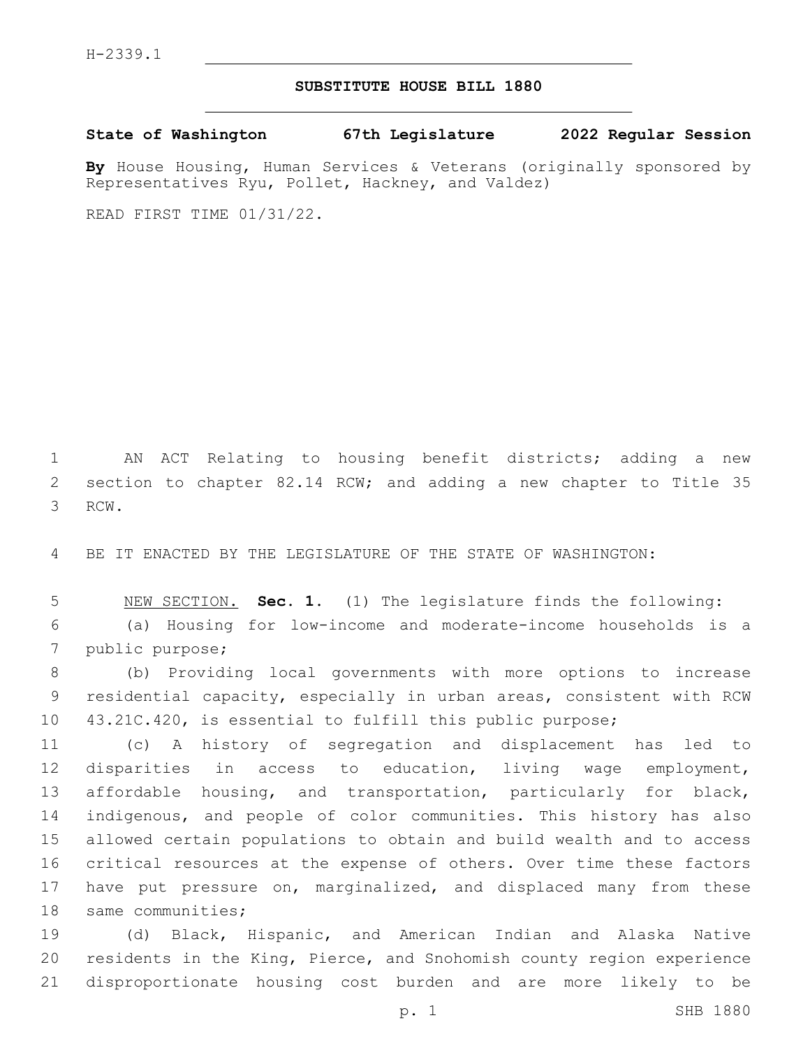H-2339.1

# SUBSTITUTE HOUSE BILL 1880

**State of Washington 67th Legislature 2022 Regular Session**

**By** House Housing, Human Services & Veterans (originally sponsored by Representatives Ryu, Pollet, Hackney, and Valdez)

READ FIRST TIME 01/31/22.

AN ACT Relating to housing benefit districts; adding a new section to chapter 82.14 RCW; and adding a new chapter to Title 35 RCW.

BE IT ENACTED BY THE LEGISLATURE OF THE STATE OF WASHINGTON:

NEW SECTION. **Sec. 1.** (1) The legislature finds the following:

(a) Housing for low-income and moderate-income households is a public purpose;

(b) Providing local governments with more options to increase residential capacity, especially in urban areas, consistent with RCW 43.21C.420, is essential to fulfill this public purpose;

(c) A history of segregation and displacement has led to disparities in access to education, living wage employment, affordable housing, and transportation, particularly for black, indigenous, and people of color communities. This history has also allowed certain populations to obtain and build wealth and to access critical resources at the expense of others. Over time these factors have put pressure on, marginalized, and displaced many from these same communities;

(d) Black, Hispanic, and American Indian and Alaska Native residents in the King, Pierce, and Snohomish county region experience disproportionate housing cost burden and are more likely to be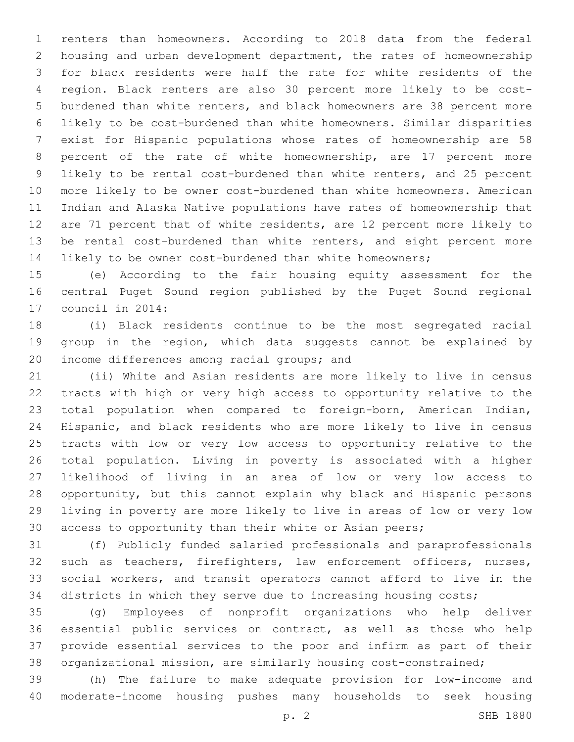renters than homeowners. According to 2018 data from the federal housing and urban development department, the rates of homeownership for black residents were half the rate for white residents of the region. Black renters are also 30 percent more likely to be cost-burdened than white renters, and black homeowners are 38 percent more likely to be cost-burdened than white homeowners. Similar disparities exist for Hispanic populations whose rates of homeownership are 58 percent of the rate of white homeownership, are 17 percent more likely to be rental cost-burdened than white renters, and 25 percent more likely to be owner cost-burdened than white homeowners. American Indian and Alaska Native populations have rates of homeownership that are 71 percent that of white residents, are 12 percent more likely to be rental cost-burdened than white renters, and eight percent more likely to be owner cost-burdened than white homeowners;

(e) According to the fair housing equity assessment for the central Puget Sound region published by the Puget Sound regional council in 2014:

(i) Black residents continue to be the most segregated racial group in the region, which data suggests cannot be explained by income differences among racial groups; and

(ii) White and Asian residents are more likely to live in census tracts with high or very high access to opportunity relative to the total population when compared to foreign-born, American Indian, Hispanic, and black residents who are more likely to live in census tracts with low or very low access to opportunity relative to the total population. Living in poverty is associated with a higher likelihood of living in an area of low or very low access to opportunity, but this cannot explain why black and Hispanic persons living in poverty are more likely to live in areas of low or very low access to opportunity than their white or Asian peers;

(f) Publicly funded salaried professionals and paraprofessionals such as teachers, firefighters, law enforcement officers, nurses, social workers, and transit operators cannot afford to live in the districts in which they serve due to increasing housing costs;

(g) Employees of nonprofit organizations who help deliver essential public services on contract, as well as those who help provide essential services to the poor and infirm as part of their organizational mission, are similarly housing cost-constrained;

(h) The failure to make adequate provision for low-income and moderate-income housing pushes many households to seek housing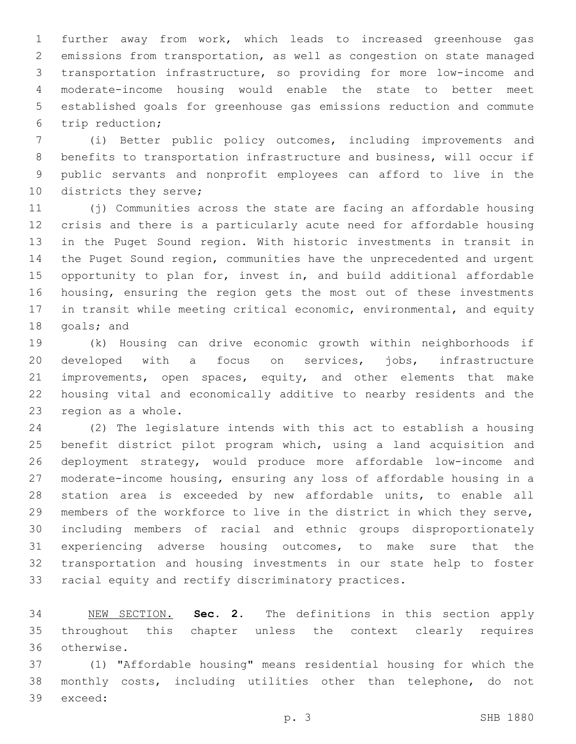further away from work, which leads to increased greenhouse gas emissions from transportation, as well as congestion on state managed transportation infrastructure, so providing for more low-income and moderate-income housing would enable the state to better meet established goals for greenhouse gas emissions reduction and commute trip reduction;

(i) Better public policy outcomes, including improvements and benefits to transportation infrastructure and business, will occur if public servants and nonprofit employees can afford to live in the districts they serve;

(j) Communities across the state are facing an affordable housing crisis and there is a particularly acute need for affordable housing in the Puget Sound region. With historic investments in transit in the Puget Sound region, communities have the unprecedented and urgent opportunity to plan for, invest in, and build additional affordable housing, ensuring the region gets the most out of these investments in transit while meeting critical economic, environmental, and equity goals; and

(k) Housing can drive economic growth within neighborhoods if developed with a focus on services, jobs, infrastructure improvements, open spaces, equity, and other elements that make housing vital and economically additive to nearby residents and the region as a whole.

(2) The legislature intends with this act to establish a housing benefit district pilot program which, using a land acquisition and deployment strategy, would produce more affordable low-income and moderate-income housing, ensuring any loss of affordable housing in a station area is exceeded by new affordable units, to enable all members of the workforce to live in the district in which they serve, including members of racial and ethnic groups disproportionately experiencing adverse housing outcomes, to make sure that the transportation and housing investments in our state help to foster racial equity and rectify discriminatory practices.

NEW SECTION. **Sec. 2.** The definitions in this section apply throughout this chapter unless the context clearly requires otherwise.

(1) "Affordable housing" means residential housing for which the monthly costs, including utilities other than telephone, do not exceed: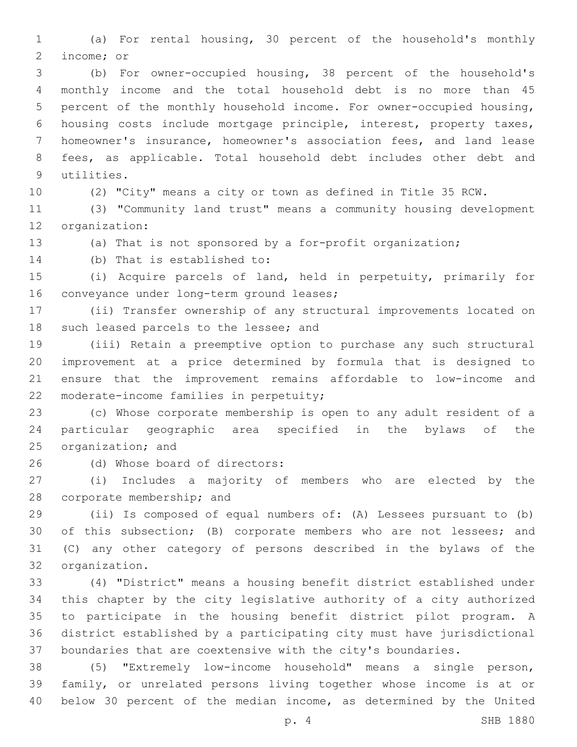(a) For rental housing, 30 percent of the household's monthly income; or

(b) For owner-occupied housing, 38 percent of the household's monthly income and the total household debt is no more than 45 percent of the monthly household income. For owner-occupied housing, housing costs include mortgage principle, interest, property taxes, homeowner's insurance, homeowner's association fees, and land lease fees, as applicable. Total household debt includes other debt and utilities.

(2) "City" means a city or town as defined in Title 35 RCW.

(3) "Community land trust" means a community housing development organization:

(a) That is not sponsored by a for-profit organization;

(b) That is established to:

(i) Acquire parcels of land, held in perpetuity, primarily for conveyance under long-term ground leases;

(ii) Transfer ownership of any structural improvements located on such leased parcels to the lessee; and

(iii) Retain a preemptive option to purchase any such structural improvement at a price determined by formula that is designed to ensure that the improvement remains affordable to low-income and moderate-income families in perpetuity;

(c) Whose corporate membership is open to any adult resident of a particular geographic area specified in the bylaws of the organization; and

(d) Whose board of directors:

(i) Includes a majority of members who are elected by the corporate membership; and

(ii) Is composed of equal numbers of: (A) Lessees pursuant to (b) of this subsection; (B) corporate members who are not lessees; and (C) any other category of persons described in the bylaws of the organization.

(4) "District" means a housing benefit district established under this chapter by the city legislative authority of a city authorized to participate in the housing benefit district pilot program. A district established by a participating city must have jurisdictional boundaries that are coextensive with the city's boundaries.

(5) "Extremely low-income household" means a single person, family, or unrelated persons living together whose income is at or below 30 percent of the median income, as determined by the United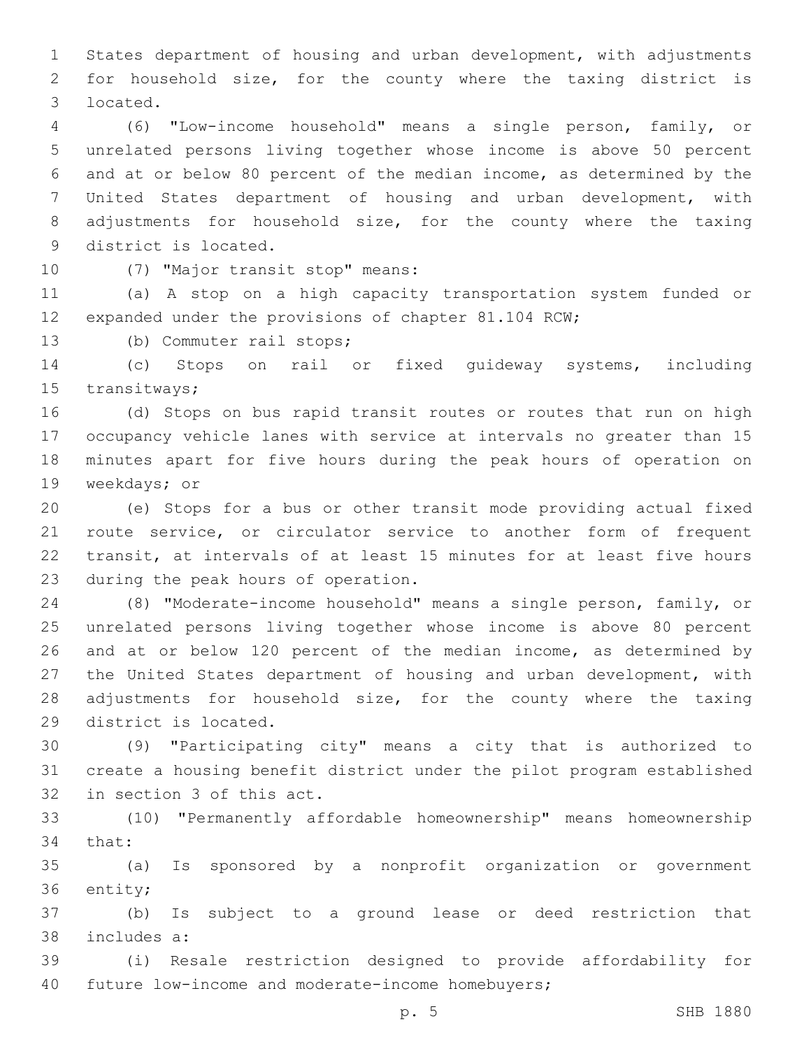States department of housing and urban development, with adjustments for household size, for the county where the taxing district is located.

(6) "Low-income household" means a single person, family, or unrelated persons living together whose income is above 50 percent and at or below 80 percent of the median income, as determined by the United States department of housing and urban development, with adjustments for household size, for the county where the taxing district is located.

(7) "Major transit stop" means:

(a) A stop on a high capacity transportation system funded or expanded under the provisions of chapter 81.104 RCW;

(b) Commuter rail stops;

(c) Stops on rail or fixed guideway systems, including transitways;

(d) Stops on bus rapid transit routes or routes that run on high occupancy vehicle lanes with service at intervals no greater than 15 minutes apart for five hours during the peak hours of operation on weekdays; or

(e) Stops for a bus or other transit mode providing actual fixed route service, or circulator service to another form of frequent transit, at intervals of at least 15 minutes for at least five hours during the peak hours of operation.

(8) "Moderate-income household" means a single person, family, or unrelated persons living together whose income is above 80 percent and at or below 120 percent of the median income, as determined by the United States department of housing and urban development, with adjustments for household size, for the county where the taxing district is located.

(9) "Participating city" means a city that is authorized to create a housing benefit district under the pilot program established in section 3 of this act.

(10) "Permanently affordable homeownership" means homeownership that:

(a) Is sponsored by a nonprofit organization or government entity;

(b) Is subject to a ground lease or deed restriction that includes a:

(i) Resale restriction designed to provide affordability for future low-income and moderate-income homebuyers;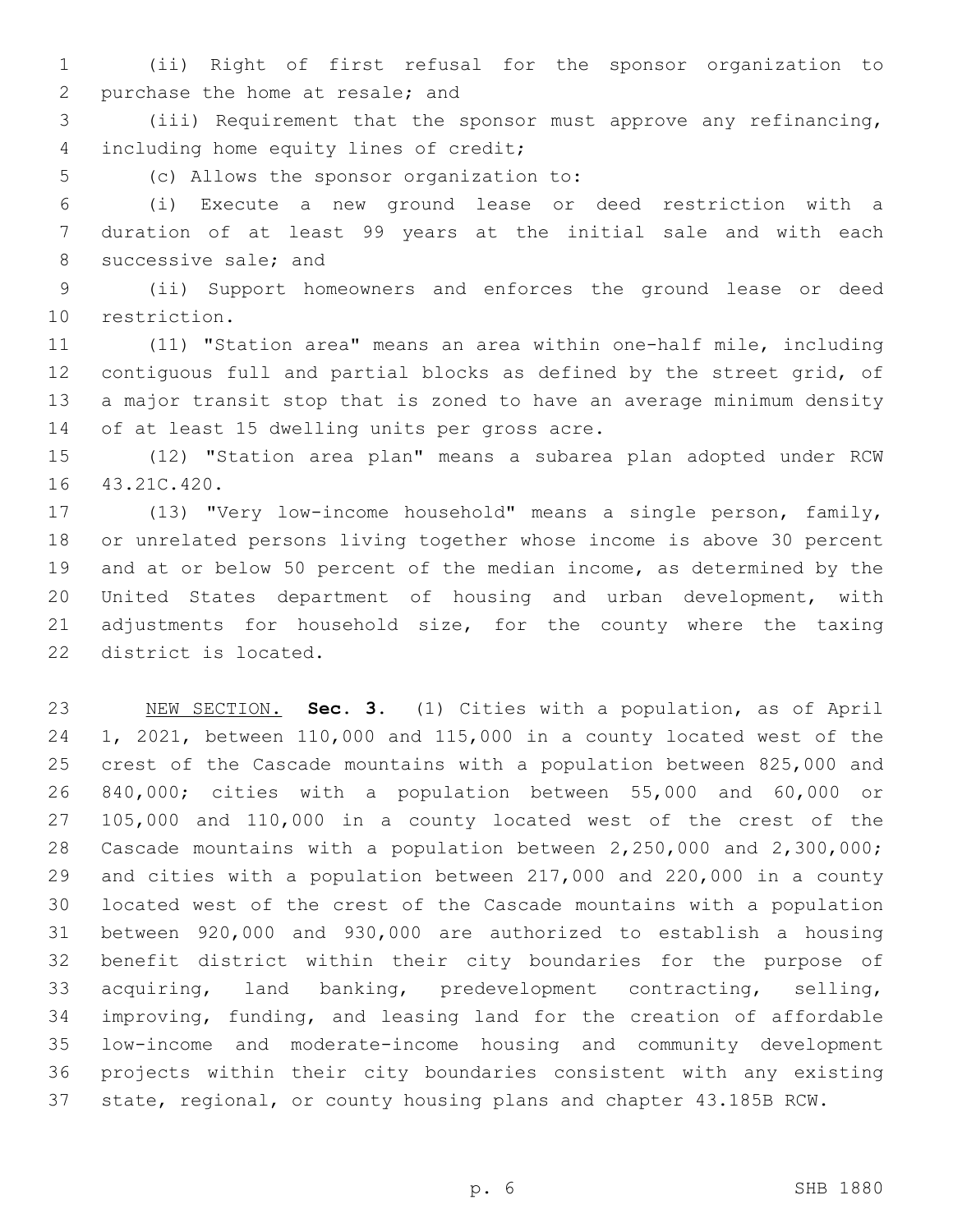(ii) Right of first refusal for the sponsor organization to purchase the home at resale; and

(iii) Requirement that the sponsor must approve any refinancing, including home equity lines of credit;

(c) Allows the sponsor organization to:

(i) Execute a new ground lease or deed restriction with a duration of at least 99 years at the initial sale and with each successive sale; and

(ii) Support homeowners and enforces the ground lease or deed restriction.

(11) "Station area" means an area within one-half mile, including contiguous full and partial blocks as defined by the street grid, of a major transit stop that is zoned to have an average minimum density of at least 15 dwelling units per gross acre.

(12) "Station area plan" means a subarea plan adopted under RCW 43.21C.420.

(13) "Very low-income household" means a single person, family, or unrelated persons living together whose income is above 30 percent and at or below 50 percent of the median income, as determined by the United States department of housing and urban development, with adjustments for household size, for the county where the taxing district is located.

NEW SECTION. **Sec. 3.** (1) Cities with a population, as of April 1, 2021, between 110,000 and 115,000 in a county located west of the crest of the Cascade mountains with a population between 825,000 and 840,000; cities with a population between 55,000 and 60,000 or 105,000 and 110,000 in a county located west of the crest of the Cascade mountains with a population between 2,250,000 and 2,300,000; and cities with a population between 217,000 and 220,000 in a county located west of the crest of the Cascade mountains with a population between 920,000 and 930,000 are authorized to establish a housing benefit district within their city boundaries for the purpose of acquiring, land banking, predevelopment contracting, selling, improving, funding, and leasing land for the creation of affordable low-income and moderate-income housing and community development projects within their city boundaries consistent with any existing state, regional, or county housing plans and chapter 43.185B RCW.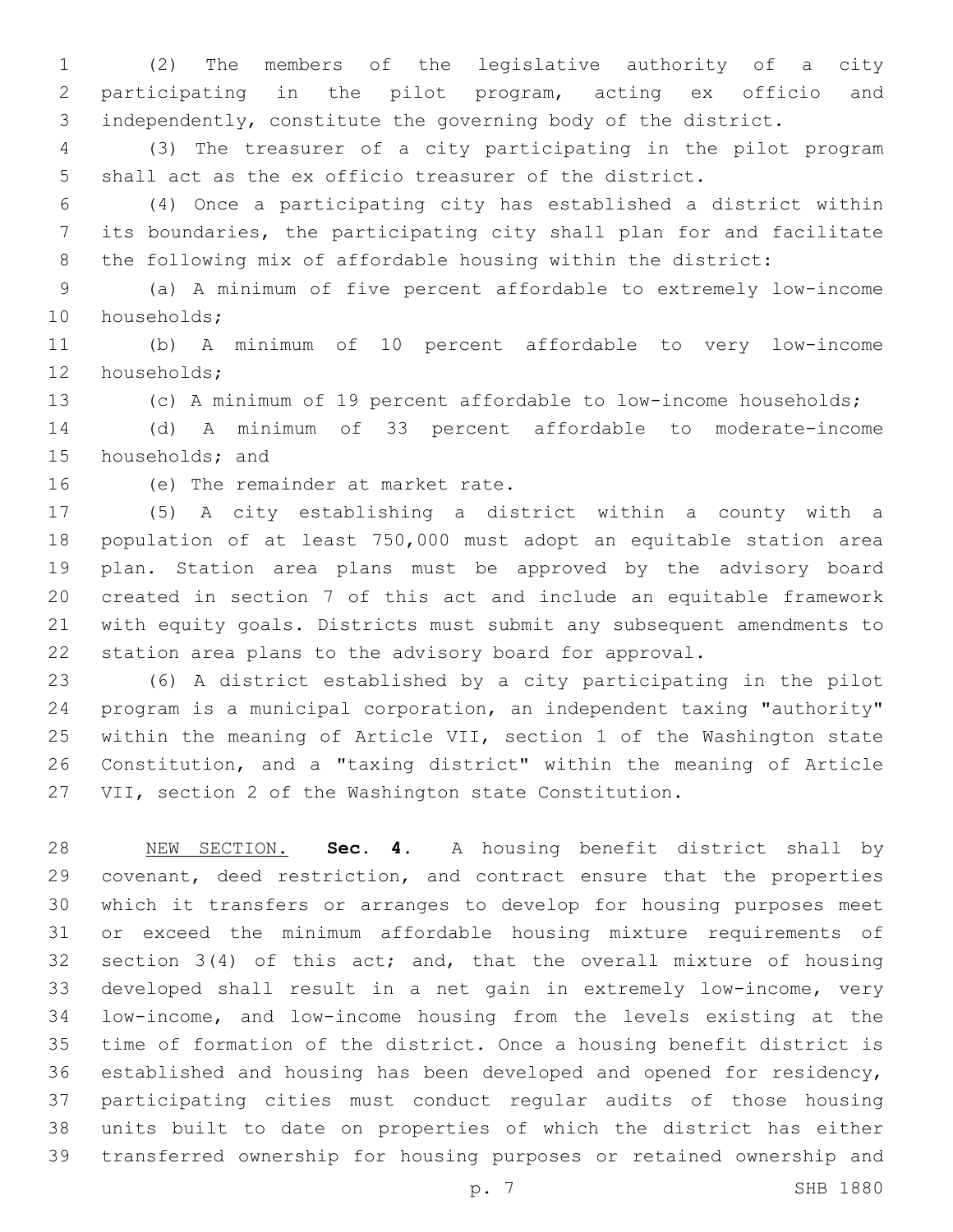(2) The members of the legislative authority of a city participating in the pilot program, acting ex officio and independently, constitute the governing body of the district.

(3) The treasurer of a city participating in the pilot program shall act as the ex officio treasurer of the district.

(4) Once a participating city has established a district within its boundaries, the participating city shall plan for and facilitate the following mix of affordable housing within the district:

(a) A minimum of five percent affordable to extremely low-income households;

(b) A minimum of 10 percent affordable to very low-income households;

(c) A minimum of 19 percent affordable to low-income households;

(d) A minimum of 33 percent affordable to moderate-income households; and

(e) The remainder at market rate.

(5) A city establishing a district within a county with a population of at least 750,000 must adopt an equitable station area plan. Station area plans must be approved by the advisory board created in section 7 of this act and include an equitable framework with equity goals. Districts must submit any subsequent amendments to station area plans to the advisory board for approval.

(6) A district established by a city participating in the pilot program is a municipal corporation, an independent taxing "authority" within the meaning of Article VII, section 1 of the Washington state Constitution, and a "taxing district" within the meaning of Article VII, section 2 of the Washington state Constitution.

NEW SECTION. **Sec. 4.** A housing benefit district shall by covenant, deed restriction, and contract ensure that the properties which it transfers or arranges to develop for housing purposes meet or exceed the minimum affordable housing mixture requirements of section 3(4) of this act; and, that the overall mixture of housing developed shall result in a net gain in extremely low-income, very low-income, and low-income housing from the levels existing at the time of formation of the district. Once a housing benefit district is established and housing has been developed and opened for residency, participating cities must conduct regular audits of those housing units built to date on properties of which the district has either transferred ownership for housing purposes or retained ownership and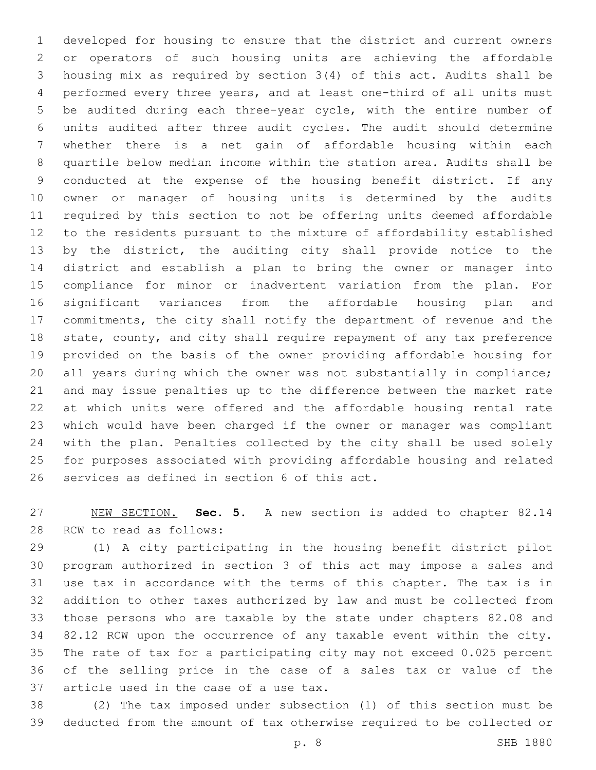developed for housing to ensure that the district and current owners or operators of such housing units are achieving the affordable housing mix as required by section 3(4) of this act. Audits shall be performed every three years, and at least one-third of all units must be audited during each three-year cycle, with the entire number of units audited after three audit cycles. The audit should determine whether there is a net gain of affordable housing within each quartile below median income within the station area. Audits shall be conducted at the expense of the housing benefit district. If any owner or manager of housing units is determined by the audits required by this section to not be offering units deemed affordable to the residents pursuant to the mixture of affordability established by the district, the auditing city shall provide notice to the district and establish a plan to bring the owner or manager into compliance for minor or inadvertent variation from the plan. For significant variances from the affordable housing plan and commitments, the city shall notify the department of revenue and the state, county, and city shall require repayment of any tax preference provided on the basis of the owner providing affordable housing for all years during which the owner was not substantially in compliance; and may issue penalties up to the difference between the market rate at which units were offered and the affordable housing rental rate which would have been charged if the owner or manager was compliant with the plan. Penalties collected by the city shall be used solely for purposes associated with providing affordable housing and related services as defined in section 6 of this act.

NEW SECTION. **Sec. 5.** A new section is added to chapter 82.14 RCW to read as follows:

(1) A city participating in the housing benefit district pilot program authorized in section 3 of this act may impose a sales and use tax in accordance with the terms of this chapter. The tax is in addition to other taxes authorized by law and must be collected from those persons who are taxable by the state under chapters 82.08 and 82.12 RCW upon the occurrence of any taxable event within the city. The rate of tax for a participating city may not exceed 0.025 percent of the selling price in the case of a sales tax or value of the article used in the case of a use tax.

(2) The tax imposed under subsection (1) of this section must be deducted from the amount of tax otherwise required to be collected or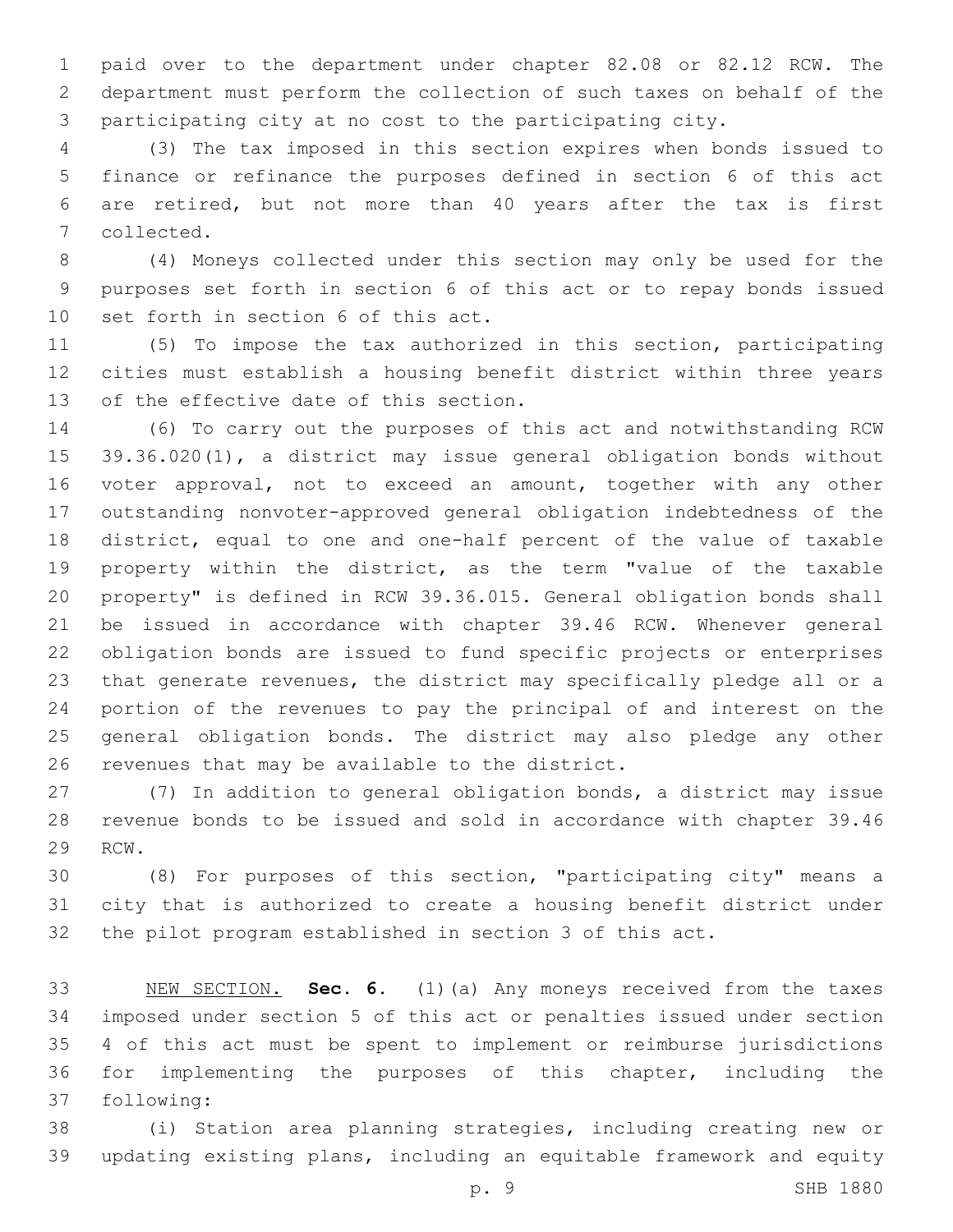paid over to the department under chapter 82.08 or 82.12 RCW. The department must perform the collection of such taxes on behalf of the participating city at no cost to the participating city.

(3) The tax imposed in this section expires when bonds issued to finance or refinance the purposes defined in section 6 of this act are retired, but not more than 40 years after the tax is first collected.

(4) Moneys collected under this section may only be used for the purposes set forth in section 6 of this act or to repay bonds issued set forth in section 6 of this act.

(5) To impose the tax authorized in this section, participating cities must establish a housing benefit district within three years of the effective date of this section.

(6) To carry out the purposes of this act and notwithstanding RCW 39.36.020(1), a district may issue general obligation bonds without voter approval, not to exceed an amount, together with any other outstanding nonvoter-approved general obligation indebtedness of the district, equal to one and one-half percent of the value of taxable property within the district, as the term "value of the taxable property" is defined in RCW 39.36.015. General obligation bonds shall be issued in accordance with chapter 39.46 RCW. Whenever general obligation bonds are issued to fund specific projects or enterprises that generate revenues, the district may specifically pledge all or a portion of the revenues to pay the principal of and interest on the general obligation bonds. The district may also pledge any other revenues that may be available to the district.

(7) In addition to general obligation bonds, a district may issue revenue bonds to be issued and sold in accordance with chapter 39.46 RCW.

(8) For purposes of this section, "participating city" means a city that is authorized to create a housing benefit district under the pilot program established in section 3 of this act.

NEW SECTION. **Sec. 6.** (1)(a) Any moneys received from the taxes imposed under section 5 of this act or penalties issued under section 4 of this act must be spent to implement or reimburse jurisdictions for implementing the purposes of this chapter, including the following:

(i) Station area planning strategies, including creating new or updating existing plans, including an equitable framework and equity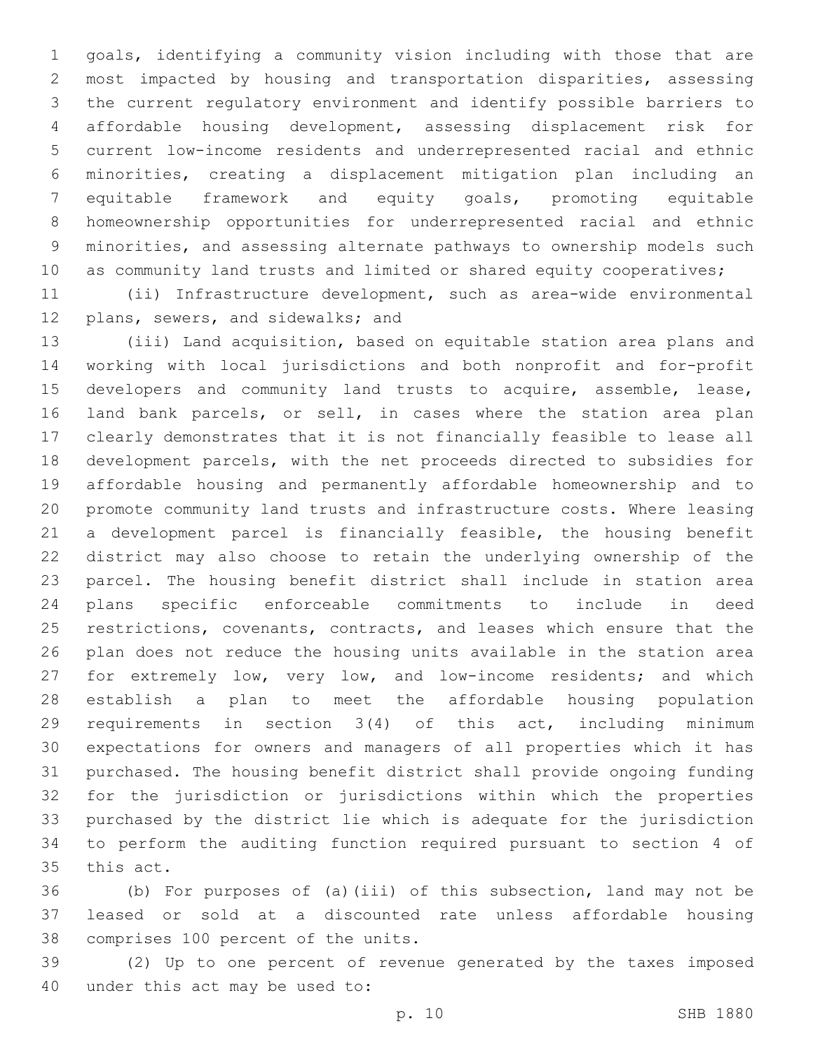goals, identifying a community vision including with those that are most impacted by housing and transportation disparities, assessing the current regulatory environment and identify possible barriers to affordable housing development, assessing displacement risk for current low-income residents and underrepresented racial and ethnic minorities, creating a displacement mitigation plan including an equitable framework and equity goals, promoting equitable homeownership opportunities for underrepresented racial and ethnic minorities, and assessing alternate pathways to ownership models such as community land trusts and limited or shared equity cooperatives;

(ii) Infrastructure development, such as area-wide environmental plans, sewers, and sidewalks; and

(iii) Land acquisition, based on equitable station area plans and working with local jurisdictions and both nonprofit and for-profit developers and community land trusts to acquire, assemble, lease, land bank parcels, or sell, in cases where the station area plan clearly demonstrates that it is not financially feasible to lease all development parcels, with the net proceeds directed to subsidies for affordable housing and permanently affordable homeownership and to promote community land trusts and infrastructure costs. Where leasing a development parcel is financially feasible, the housing benefit district may also choose to retain the underlying ownership of the parcel. The housing benefit district shall include in station area plans specific enforceable commitments to include in deed restrictions, covenants, contracts, and leases which ensure that the plan does not reduce the housing units available in the station area for extremely low, very low, and low-income residents; and which establish a plan to meet the affordable housing population requirements in section 3(4) of this act, including minimum expectations for owners and managers of all properties which it has purchased. The housing benefit district shall provide ongoing funding for the jurisdiction or jurisdictions within which the properties purchased by the district lie which is adequate for the jurisdiction to perform the auditing function required pursuant to section 4 of this act.

(b) For purposes of (a)(iii) of this subsection, land may not be leased or sold at a discounted rate unless affordable housing comprises 100 percent of the units.

(2) Up to one percent of revenue generated by the taxes imposed under this act may be used to: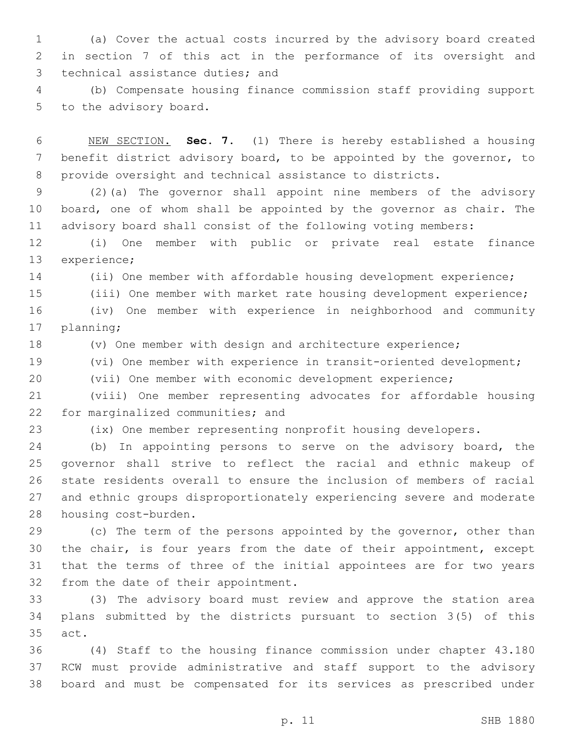(a) Cover the actual costs incurred by the advisory board created in section 7 of this act in the performance of its oversight and technical assistance duties; and

(b) Compensate housing finance commission staff providing support to the advisory board.

NEW SECTION. **Sec. 7.** (1) There is hereby established a housing benefit district advisory board, to be appointed by the governor, to provide oversight and technical assistance to districts.

(2)(a) The governor shall appoint nine members of the advisory board, one of whom shall be appointed by the governor as chair. The advisory board shall consist of the following voting members:

(i) One member with public or private real estate finance experience;

(ii) One member with affordable housing development experience;

(iii) One member with market rate housing development experience;

(iv) One member with experience in neighborhood and community planning;

(v) One member with design and architecture experience;

(vi) One member with experience in transit-oriented development;

(vii) One member with economic development experience;

(viii) One member representing advocates for affordable housing for marginalized communities; and

(ix) One member representing nonprofit housing developers.

(b) In appointing persons to serve on the advisory board, the governor shall strive to reflect the racial and ethnic makeup of state residents overall to ensure the inclusion of members of racial and ethnic groups disproportionately experiencing severe and moderate housing cost-burden.

(c) The term of the persons appointed by the governor, other than the chair, is four years from the date of their appointment, except that the terms of three of the initial appointees are for two years from the date of their appointment.

(3) The advisory board must review and approve the station area plans submitted by the districts pursuant to section 3(5) of this act.

(4) Staff to the housing finance commission under chapter 43.180 RCW must provide administrative and staff support to the advisory board and must be compensated for its services as prescribed under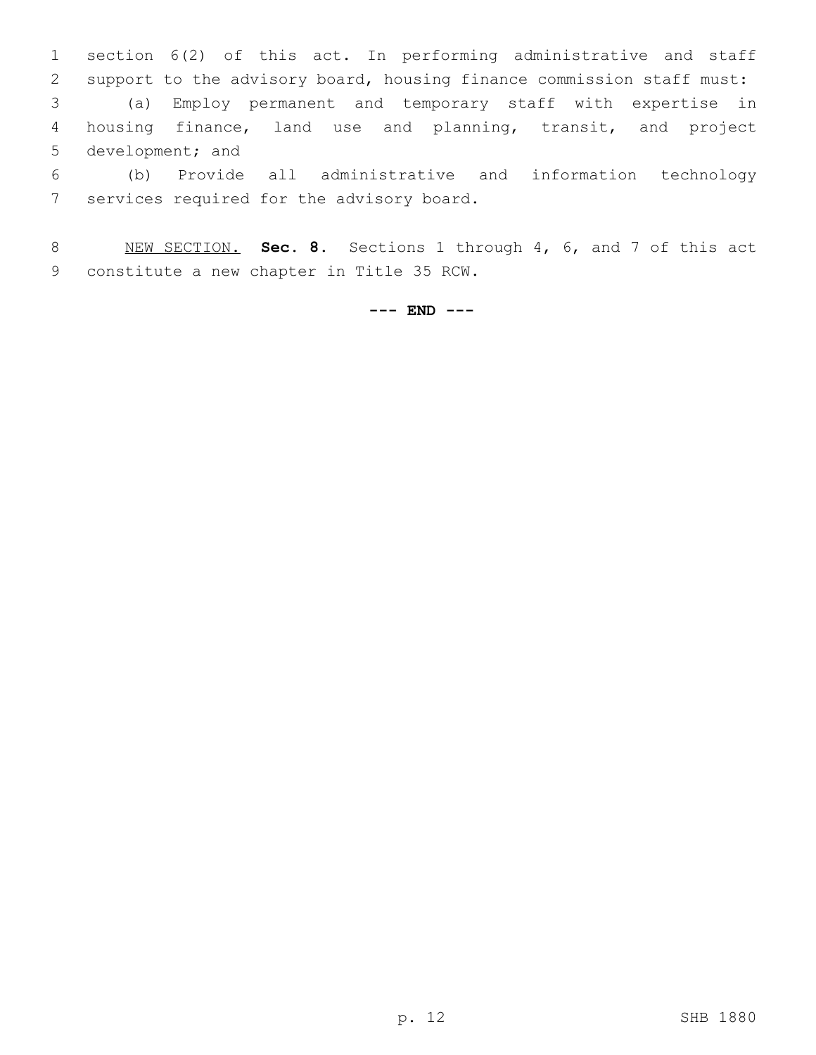section 6(2) of this act. In performing administrative and staff support to the advisory board, housing finance commission staff must:

(a) Employ permanent and temporary staff with expertise in housing finance, land use and planning, transit, and project development; and

(b) Provide all administrative and information technology services required for the advisory board.

NEW SECTION. **Sec. 8.** Sections 1 through 4, 6, and 7 of this act constitute a new chapter in Title 35 RCW.

**--- END ---**